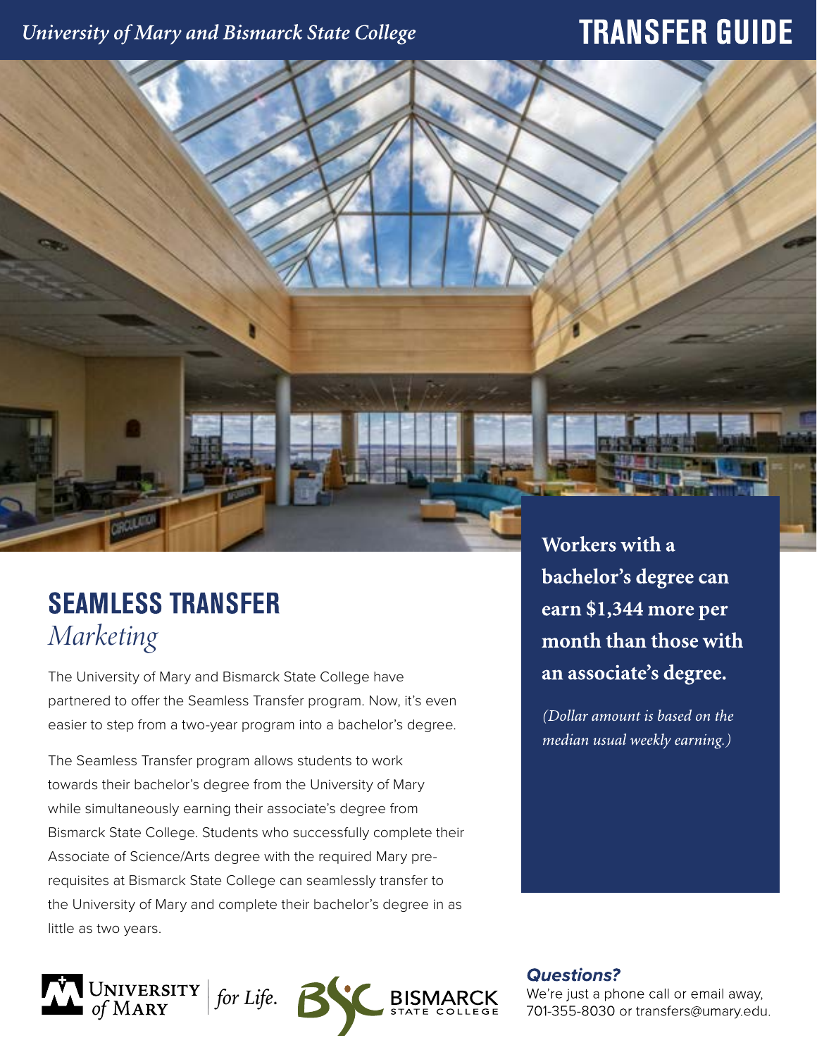University of Mary and Bismarck State College

# TRANSFER GUIDE

## SEAMLESS TRANSFER
*Marketing*

The University of Mary and Bismarck State College have partnered to offer the Seamless Transfer program. Now, it's even easier to step from a two-year program into a bachelor's degree.

The Seamless Transfer program allows students to work towards their bachelor's degree from the University of Mary while simultaneously earning their associate's degree from Bismarck State College. Students who successfully complete their Associate of Science/Arts degree with the required Mary pre-requisites at Bismarck State College can seamlessly transfer to the University of Mary and complete their bachelor's degree in as little as two years.

**Workers with a bachelor's degree can earn $1,344 more per month than those with an associate's degree.**

*(Dollar amount is based on the median usual weekly earning.)*

***Questions?***

We're just a phone call or email away, 701-355-8030 or transfers@umary.edu.

University of Mary *for Life.* | Bismarck State College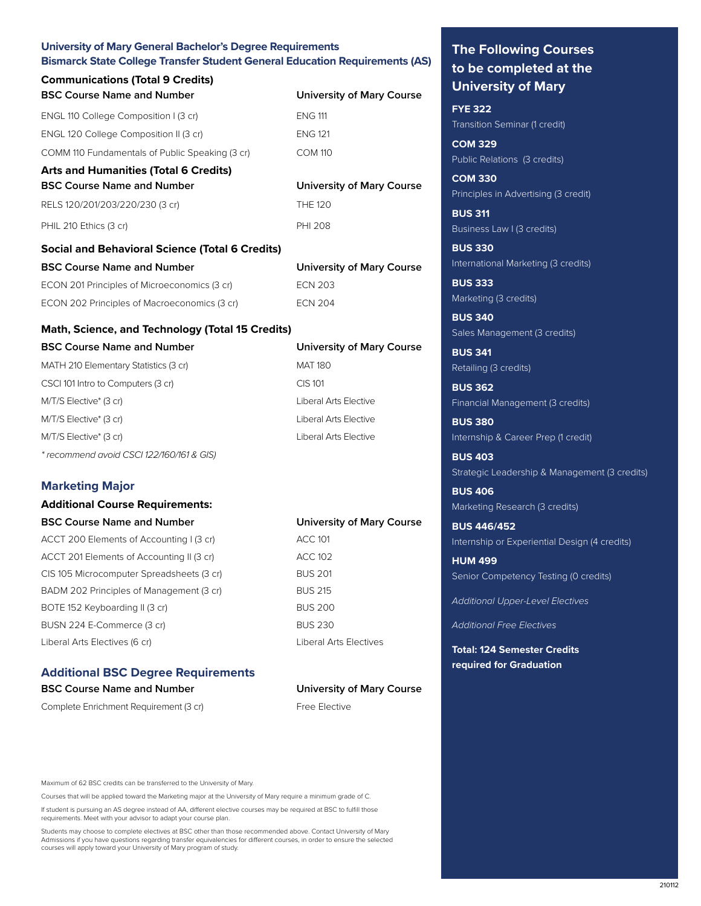## University of Mary General Bachelor's Degree Requirements
## Bismarck State College Transfer Student General Education Requirements (AS)

### Communications (Total 9 Credits)

| BSC Course Name and Number | University of Mary Course |
|---|---|
| ENGL 110 College Composition I (3 cr) | ENG 111 |
| ENGL 120 College Composition II (3 cr) | ENG 121 |
| COMM 110 Fundamentals of Public Speaking (3 cr) | COM 110 |

### Arts and Humanities (Total 6 Credits)

| BSC Course Name and Number | University of Mary Course |
|---|---|
| RELS 120/201/203/220/230 (3 cr) | THE 120 |
| PHIL 210 Ethics (3 cr) | PHI 208 |

### Social and Behavioral Science (Total 6 Credits)

| BSC Course Name and Number | University of Mary Course |
|---|---|
| ECON 201 Principles of Microeconomics (3 cr) | ECN 203 |
| ECON 202 Principles of Macroeconomics (3 cr) | ECN 204 |

### Math, Science, and Technology (Total 15 Credits)

| BSC Course Name and Number | University of Mary Course |
|---|---|
| MATH 210 Elementary Statistics (3 cr) | MAT 180 |
| CSCI 101 Intro to Computers (3 cr) | CIS 101 |
| M/T/S Elective* (3 cr) | Liberal Arts Elective |
| M/T/S Elective* (3 cr) | Liberal Arts Elective |
| M/T/S Elective* (3 cr) | Liberal Arts Elective |

*\* recommend avoid CSCI 122/160/161 & GIS)*

## Marketing Major

### Additional Course Requirements:

| BSC Course Name and Number | University of Mary Course |
|---|---|
| ACCT 200 Elements of Accounting I (3 cr) | ACC 101 |
| ACCT 201 Elements of Accounting II (3 cr) | ACC 102 |
| CIS 105 Microcomputer Spreadsheets (3 cr) | BUS 201 |
| BADM 202 Principles of Management (3 cr) | BUS 215 |
| BOTE 152 Keyboarding II (3 cr) | BUS 200 |
| BUSN 224 E-Commerce (3 cr) | BUS 230 |
| Liberal Arts Electives (6 cr) | Liberal Arts Electives |

## Additional BSC Degree Requirements

| BSC Course Name and Number | University of Mary Course |
|---|---|
| Complete Enrichment Requirement (3 cr) | Free Elective |

Maximum of 62 BSC credits can be transferred to the University of Mary.

Courses that will be applied toward the Marketing major at the University of Mary require a minimum grade of C.

If student is pursuing an AS degree instead of AA, different elective courses may be required at BSC to fulfill those requirements. Meet with your advisor to adapt your course plan.

Students may choose to complete electives at BSC other than those recommended above. Contact University of Mary Admissions if you have questions regarding transfer equivalencies for different courses, in order to ensure the selected courses will apply toward your University of Mary program of study.

## The Following Courses to be completed at the University of Mary

**FYE 322**
Transition Seminar (1 credit)

**COM 329**
Public Relations (3 credits)

**COM 330**
Principles in Advertising (3 credit)

**BUS 311**
Business Law I (3 credits)

**BUS 330**
International Marketing (3 credits)

**BUS 333**
Marketing (3 credits)

**BUS 340**
Sales Management (3 credits)

**BUS 341**
Retailing (3 credits)

**BUS 362**
Financial Management (3 credits)

**BUS 380**
Internship & Career Prep (1 credit)

**BUS 403**
Strategic Leadership & Management (3 credits)

**BUS 406**
Marketing Research (3 credits)

**BUS 446/452**
Internship or Experiential Design (4 credits)

**HUM 499**
Senior Competency Testing (0 credits)

*Additional Upper-Level Electives*

*Additional Free Electives*

**Total: 124 Semester Credits required for Graduation**

210112